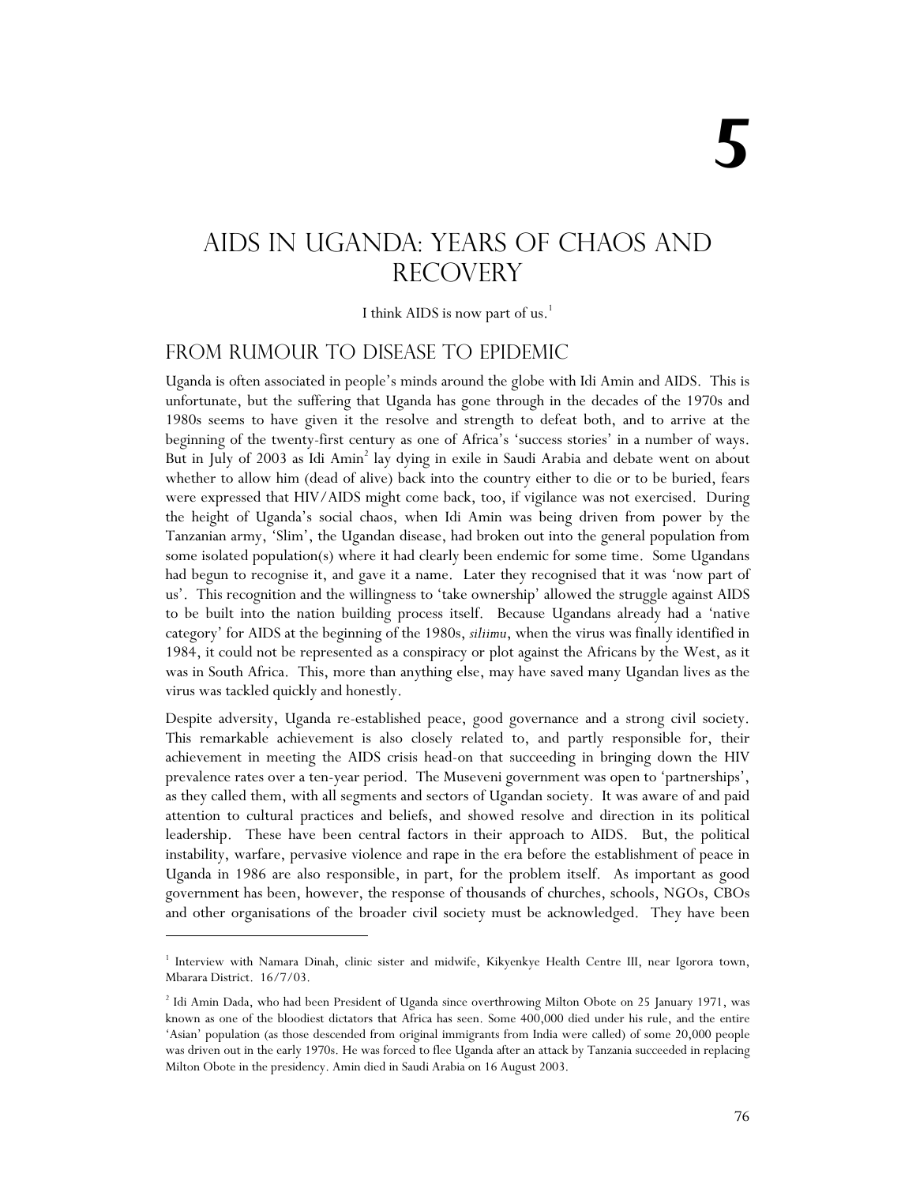# 5

# AIDS in Uganda: Years of Chaos and Recovery

I think AIDS is now part of us.[1]

## From Rumour to Disease to Epidemic

Uganda is often associated in people's minds around the globe with Idi Amin and AIDS. This is unfortunate, but the suffering that Uganda has gone through in the decades of the 1970s and 1980s seems to have given it the resolve and strength to defeat both, and to arrive at the beginning of the twenty-first century as one of Africa's 'success stories' in a number of ways. But in July of 2003 as Idi Amin[2] lay dying in exile in Saudi Arabia and debate went on about whether to allow him (dead of alive) back into the country either to die or to be buried, fears were expressed that HIV/AIDS might come back, too, if vigilance was not exercised. During the height of Uganda's social chaos, when Idi Amin was being driven from power by the Tanzanian army, 'Slim', the Ugandan disease, had broken out into the general population from some isolated population(s) where it had clearly been endemic for some time. Some Ugandans had begun to recognise it, and gave it a name. Later they recognised that it was 'now part of us'. This recognition and the willingness to 'take ownership' allowed the struggle against AIDS to be built into the nation building process itself. Because Ugandans already had a 'native category' for AIDS at the beginning of the 1980s, *siliimu*, when the virus was finally identified in 1984, it could not be represented as a conspiracy or plot against the Africans by the West, as it was in South Africa. This, more than anything else, may have saved many Ugandan lives as the virus was tackled quickly and honestly.

Despite adversity, Uganda re-established peace, good governance and a strong civil society. This remarkable achievement is also closely related to, and partly responsible for, their achievement in meeting the AIDS crisis head-on that succeeding in bringing down the HIV prevalence rates over a ten-year period. The Museveni government was open to 'partnerships', as they called them, with all segments and sectors of Ugandan society. It was aware of and paid attention to cultural practices and beliefs, and showed resolve and direction in its political leadership. These have been central factors in their approach to AIDS. But, the political instability, warfare, pervasive violence and rape in the era before the establishment of peace in Uganda in 1986 are also responsible, in part, for the problem itself. As important as good government has been, however, the response of thousands of churches, schools, NGOs, CBOs and other organisations of the broader civil society must be acknowledged. They have been

---

[1] Interview with Namara Dinah, clinic sister and midwife, Kikyenkye Health Centre III, near Igorora town, Mbarara District. 16/7/03.

[2] Idi Amin Dada, who had been President of Uganda since overthrowing Milton Obote on 25 January 1971, was known as one of the bloodiest dictators that Africa has seen. Some 400,000 died under his rule, and the entire 'Asian' population (as those descended from original immigrants from India were called) of some 20,000 people was driven out in the early 1970s. He was forced to flee Uganda after an attack by Tanzania succeeded in replacing Milton Obote in the presidency. Amin died in Saudi Arabia on 16 August 2003.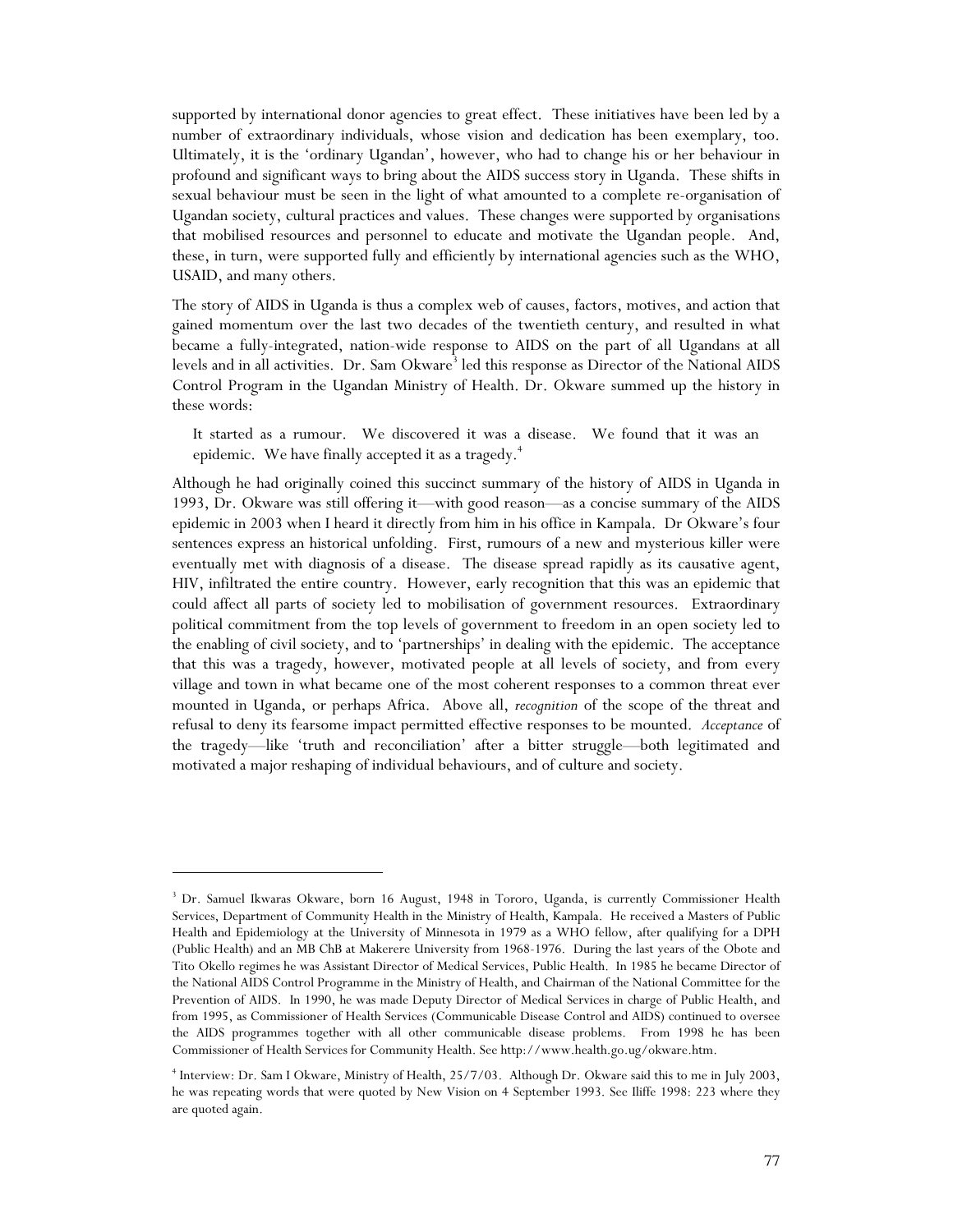supported by international donor agencies to great effect. These initiatives have been led by a number of extraordinary individuals, whose vision and dedication has been exemplary, too. Ultimately, it is the 'ordinary Ugandan', however, who had to change his or her behaviour in profound and significant ways to bring about the AIDS success story in Uganda. These shifts in sexual behaviour must be seen in the light of what amounted to a complete re-organisation of Ugandan society, cultural practices and values. These changes were supported by organisations that mobilised resources and personnel to educate and motivate the Ugandan people. And, these, in turn, were supported fully and efficiently by international agencies such as the WHO, USAID, and many others.

The story of AIDS in Uganda is thus a complex web of causes, factors, motives, and action that gained momentum over the last two decades of the twentieth century, and resulted in what became a fully-integrated, nation-wide response to AIDS on the part of all Ugandans at all levels and in all activities. Dr. Sam Okware[3] led this response as Director of the National AIDS Control Program in the Ugandan Ministry of Health. Dr. Okware summed up the history in these words:

> It started as a rumour. We discovered it was a disease. We found that it was an epidemic. We have finally accepted it as a tragedy.[4]

Although he had originally coined this succinct summary of the history of AIDS in Uganda in 1993, Dr. Okware was still offering it—with good reason—as a concise summary of the AIDS epidemic in 2003 when I heard it directly from him in his office in Kampala. Dr Okware's four sentences express an historical unfolding. First, rumours of a new and mysterious killer were eventually met with diagnosis of a disease. The disease spread rapidly as its causative agent, HIV, infiltrated the entire country. However, early recognition that this was an epidemic that could affect all parts of society led to mobilisation of government resources. Extraordinary political commitment from the top levels of government to freedom in an open society led to the enabling of civil society, and to 'partnerships' in dealing with the epidemic. The acceptance that this was a tragedy, however, motivated people at all levels of society, and from every village and town in what became one of the most coherent responses to a common threat ever mounted in Uganda, or perhaps Africa. Above all, *recognition* of the scope of the threat and refusal to deny its fearsome impact permitted effective responses to be mounted. *Acceptance* of the tragedy—like 'truth and reconciliation' after a bitter struggle—both legitimated and motivated a major reshaping of individual behaviours, and of culture and society.

---

[3] Dr. Samuel Ikwaras Okware, born 16 August, 1948 in Tororo, Uganda, is currently Commissioner Health Services, Department of Community Health in the Ministry of Health, Kampala. He received a Masters of Public Health and Epidemiology at the University of Minnesota in 1979 as a WHO fellow, after qualifying for a DPH (Public Health) and an MB ChB at Makerere University from 1968-1976. During the last years of the Obote and Tito Okello regimes he was Assistant Director of Medical Services, Public Health. In 1985 he became Director of the National AIDS Control Programme in the Ministry of Health, and Chairman of the National Committee for the Prevention of AIDS. In 1990, he was made Deputy Director of Medical Services in charge of Public Health, and from 1995, as Commissioner of Health Services (Communicable Disease Control and AIDS) continued to oversee the AIDS programmes together with all other communicable disease problems. From 1998 he has been Commissioner of Health Services for Community Health. See http://www.health.go.ug/okware.htm.

[4] Interview: Dr. Sam I Okware, Ministry of Health, 25/7/03. Although Dr. Okware said this to me in July 2003, he was repeating words that were quoted by New Vision on 4 September 1993. See Iliffe 1998: 223 where they are quoted again.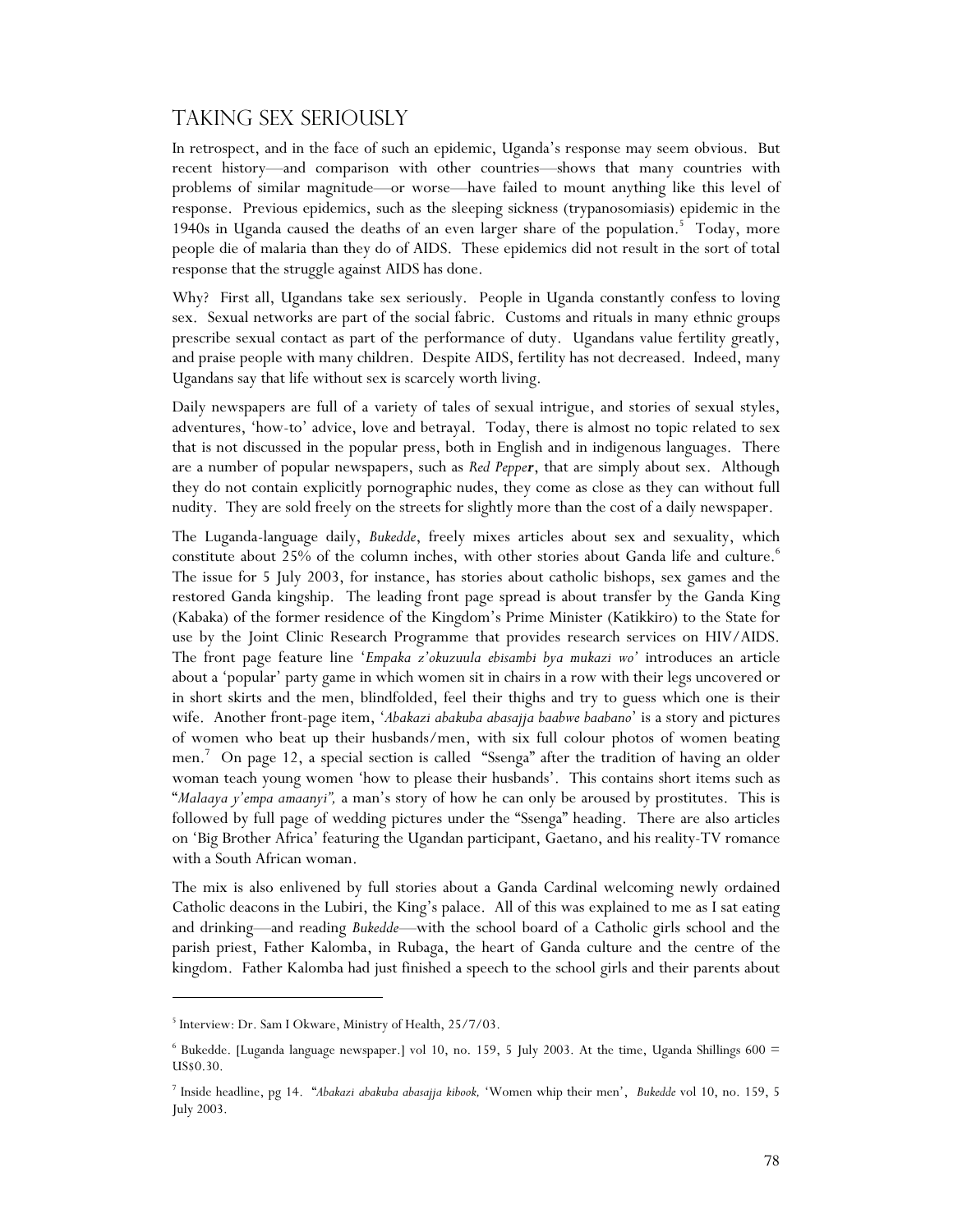## Taking Sex Seriously

In retrospect, and in the face of such an epidemic, Uganda's response may seem obvious. But recent history—and comparison with other countries—shows that many countries with problems of similar magnitude—or worse—have failed to mount anything like this level of response. Previous epidemics, such as the sleeping sickness (trypanosomiasis) epidemic in the 1940s in Uganda caused the deaths of an even larger share of the population.[5] Today, more people die of malaria than they do of AIDS. These epidemics did not result in the sort of total response that the struggle against AIDS has done.

Why? First all, Ugandans take sex seriously. People in Uganda constantly confess to loving sex. Sexual networks are part of the social fabric. Customs and rituals in many ethnic groups prescribe sexual contact as part of the performance of duty. Ugandans value fertility greatly, and praise people with many children. Despite AIDS, fertility has not decreased. Indeed, many Ugandans say that life without sex is scarcely worth living.

Daily newspapers are full of a variety of tales of sexual intrigue, and stories of sexual styles, adventures, 'how-to' advice, love and betrayal. Today, there is almost no topic related to sex that is not discussed in the popular press, both in English and in indigenous languages. There are a number of popular newspapers, such as *Red Pepper*, that are simply about sex. Although they do not contain explicitly pornographic nudes, they come as close as they can without full nudity. They are sold freely on the streets for slightly more than the cost of a daily newspaper.

The Luganda-language daily, *Bukedde*, freely mixes articles about sex and sexuality, which constitute about 25% of the column inches, with other stories about Ganda life and culture.[6] The issue for 5 July 2003, for instance, has stories about catholic bishops, sex games and the restored Ganda kingship. The leading front page spread is about transfer by the Ganda King (Kabaka) of the former residence of the Kingdom's Prime Minister (Katikkiro) to the State for use by the Joint Clinic Research Programme that provides research services on HIV/AIDS. The front page feature line '*Empaka z'okuzuula ebisambi bya mukazi wo*' introduces an article about a 'popular' party game in which women sit in chairs in a row with their legs uncovered or in short skirts and the men, blindfolded, feel their thighs and try to guess which one is their wife. Another front-page item, '*Abakazi abakuba abasajja baabwe baabano*' is a story and pictures of women who beat up their husbands/men, with six full colour photos of women beating men.[7] On page 12, a special section is called "Ssenga" after the tradition of having an older woman teach young women 'how to please their husbands'. This contains short items such as "*Malaaya y'empa amaanyi*", a man's story of how he can only be aroused by prostitutes. This is followed by full page of wedding pictures under the "Ssenga" heading. There are also articles on 'Big Brother Africa' featuring the Ugandan participant, Gaetano, and his reality-TV romance with a South African woman.

The mix is also enlivened by full stories about a Ganda Cardinal welcoming newly ordained Catholic deacons in the Lubiri, the King's palace. All of this was explained to me as I sat eating and drinking—and reading *Bukedde*—with the school board of a Catholic girls school and the parish priest, Father Kalomba, in Rubaga, the heart of Ganda culture and the centre of the kingdom. Father Kalomba had just finished a speech to the school girls and their parents about

---

[5] Interview: Dr. Sam I Okware, Ministry of Health, 25/7/03.

[6] Bukedde. [Luganda language newspaper.] vol 10, no. 159, 5 July 2003. At the time, Uganda Shillings 600 = US$0.30.

[7] Inside headline, pg 14. "*Abakazi abakuba abasajja kibook,* 'Women whip their men', *Bukedde* vol 10, no. 159, 5 July 2003.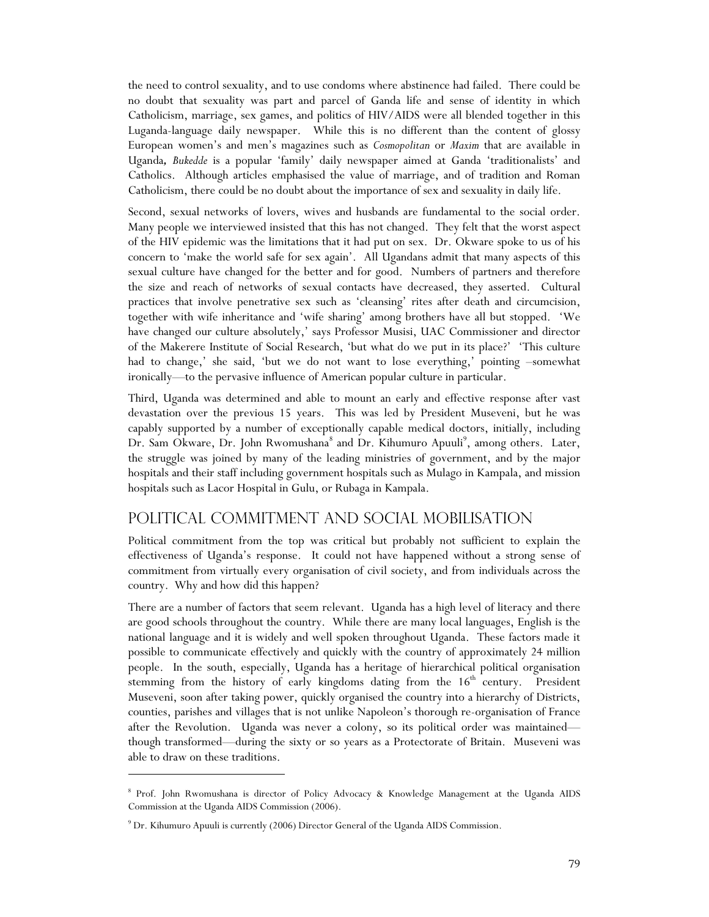the need to control sexuality, and to use condoms where abstinence had failed. There could be no doubt that sexuality was part and parcel of Ganda life and sense of identity in which Catholicism, marriage, sex games, and politics of HIV/AIDS were all blended together in this Luganda-language daily newspaper. While this is no different than the content of glossy European women's and men's magazines such as *Cosmopolitan* or *Maxim* that are available in Uganda, *Bukedde* is a popular 'family' daily newspaper aimed at Ganda 'traditionalists' and Catholics. Although articles emphasised the value of marriage, and of tradition and Roman Catholicism, there could be no doubt about the importance of sex and sexuality in daily life.

Second, sexual networks of lovers, wives and husbands are fundamental to the social order. Many people we interviewed insisted that this has not changed. They felt that the worst aspect of the HIV epidemic was the limitations that it had put on sex. Dr. Okware spoke to us of his concern to 'make the world safe for sex again'. All Ugandans admit that many aspects of this sexual culture have changed for the better and for good. Numbers of partners and therefore the size and reach of networks of sexual contacts have decreased, they asserted. Cultural practices that involve penetrative sex such as 'cleansing' rites after death and circumcision, together with wife inheritance and 'wife sharing' among brothers have all but stopped. 'We have changed our culture absolutely,' says Professor Musisi, UAC Commissioner and director of the Makerere Institute of Social Research, 'but what do we put in its place?' 'This culture had to change,' she said, 'but we do not want to lose everything,' pointing –somewhat ironically—to the pervasive influence of American popular culture in particular.

Third, Uganda was determined and able to mount an early and effective response after vast devastation over the previous 15 years. This was led by President Museveni, but he was capably supported by a number of exceptionally capable medical doctors, initially, including Dr. Sam Okware, Dr. John Rwomushana[8] and Dr. Kihumuro Apuuli[9], among others. Later, the struggle was joined by many of the leading ministries of government, and by the major hospitals and their staff including government hospitals such as Mulago in Kampala, and mission hospitals such as Lacor Hospital in Gulu, or Rubaga in Kampala.

## Political Commitment and Social Mobilisation

Political commitment from the top was critical but probably not sufficient to explain the effectiveness of Uganda's response. It could not have happened without a strong sense of commitment from virtually every organisation of civil society, and from individuals across the country. Why and how did this happen?

There are a number of factors that seem relevant. Uganda has a high level of literacy and there are good schools throughout the country. While there are many local languages, English is the national language and it is widely and well spoken throughout Uganda. These factors made it possible to communicate effectively and quickly with the country of approximately 24 million people. In the south, especially, Uganda has a heritage of hierarchical political organisation stemming from the history of early kingdoms dating from the 16th century. President Museveni, soon after taking power, quickly organised the country into a hierarchy of Districts, counties, parishes and villages that is not unlike Napoleon's thorough re-organisation of France after the Revolution. Uganda was never a colony, so its political order was maintained—though transformed—during the sixty or so years as a Protectorate of Britain. Museveni was able to draw on these traditions.

---

[8] Prof. John Rwomushana is director of Policy Advocacy & Knowledge Management at the Uganda AIDS Commission at the Uganda AIDS Commission (2006).

[9] Dr. Kihumuro Apuuli is currently (2006) Director General of the Uganda AIDS Commission.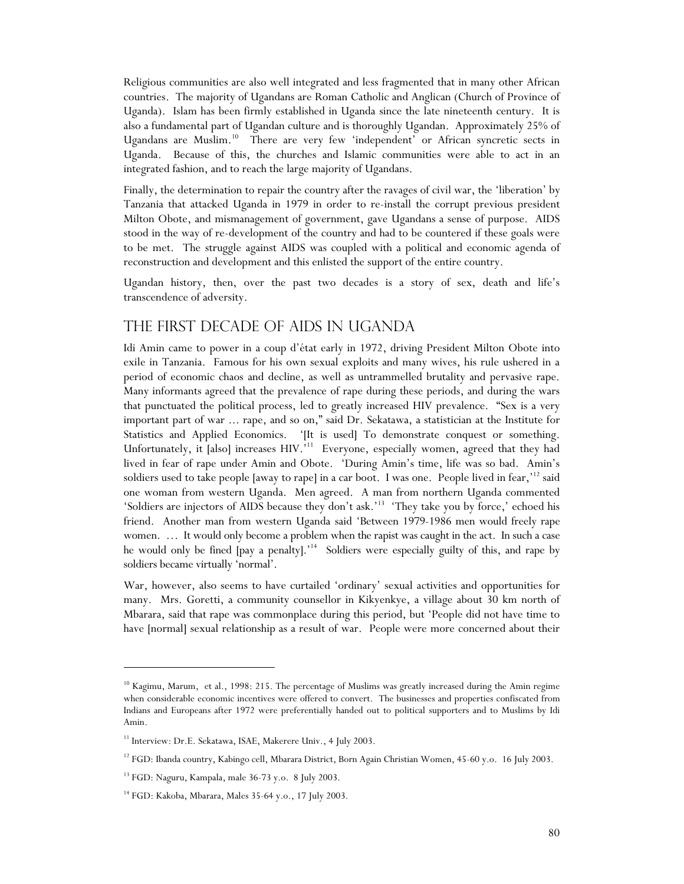Religious communities are also well integrated and less fragmented that in many other African countries. The majority of Ugandans are Roman Catholic and Anglican (Church of Province of Uganda). Islam has been firmly established in Uganda since the late nineteenth century. It is also a fundamental part of Ugandan culture and is thoroughly Ugandan. Approximately 25% of Ugandans are Muslim.[10] There are very few 'independent' or African syncretic sects in Uganda. Because of this, the churches and Islamic communities were able to act in an integrated fashion, and to reach the large majority of Ugandans.

Finally, the determination to repair the country after the ravages of civil war, the 'liberation' by Tanzania that attacked Uganda in 1979 in order to re-install the corrupt previous president Milton Obote, and mismanagement of government, gave Ugandans a sense of purpose. AIDS stood in the way of re-development of the country and had to be countered if these goals were to be met. The struggle against AIDS was coupled with a political and economic agenda of reconstruction and development and this enlisted the support of the entire country.

Ugandan history, then, over the past two decades is a story of sex, death and life's transcendence of adversity.

## THE FIRST DECADE OF AIDS IN UGANDA

Idi Amin came to power in a coup d'état early in 1972, driving President Milton Obote into exile in Tanzania. Famous for his own sexual exploits and many wives, his rule ushered in a period of economic chaos and decline, as well as untrammelled brutality and pervasive rape. Many informants agreed that the prevalence of rape during these periods, and during the wars that punctuated the political process, led to greatly increased HIV prevalence. "Sex is a very important part of war … rape, and so on," said Dr. Sekatawa, a statistician at the Institute for Statistics and Applied Economics. '[It is used] To demonstrate conquest or something. Unfortunately, it [also] increases HIV.'[11] Everyone, especially women, agreed that they had lived in fear of rape under Amin and Obote. 'During Amin's time, life was so bad. Amin's soldiers used to take people [away to rape] in a car boot. I was one. People lived in fear,'[12] said one woman from western Uganda. Men agreed. A man from northern Uganda commented 'Soldiers are injectors of AIDS because they don't ask.'[13] 'They take you by force,' echoed his friend. Another man from western Uganda said 'Between 1979-1986 men would freely rape women. … It would only become a problem when the rapist was caught in the act. In such a case he would only be fined [pay a penalty].'[14] Soldiers were especially guilty of this, and rape by soldiers became virtually 'normal'.

War, however, also seems to have curtailed 'ordinary' sexual activities and opportunities for many. Mrs. Goretti, a community counsellor in Kikyenkye, a village about 30 km north of Mbarara, said that rape was commonplace during this period, but 'People did not have time to have [normal] sexual relationship as a result of war. People were more concerned about their

---

[10] Kagimu, Marum, et al., 1998: 215. The percentage of Muslims was greatly increased during the Amin regime when considerable economic incentives were offered to convert. The businesses and properties confiscated from Indians and Europeans after 1972 were preferentially handed out to political supporters and to Muslims by Idi Amin.

[11] Interview: Dr.E. Sekatawa, ISAE, Makerere Univ., 4 July 2003.

[12] FGD: Ibanda country, Kabingo cell, Mbarara District, Born Again Christian Women, 45-60 y.o. 16 July 2003.

[13] FGD: Naguru, Kampala, male 36-73 y.o. 8 July 2003.

[14] FGD: Kakoba, Mbarara, Males 35-64 y.o., 17 July 2003.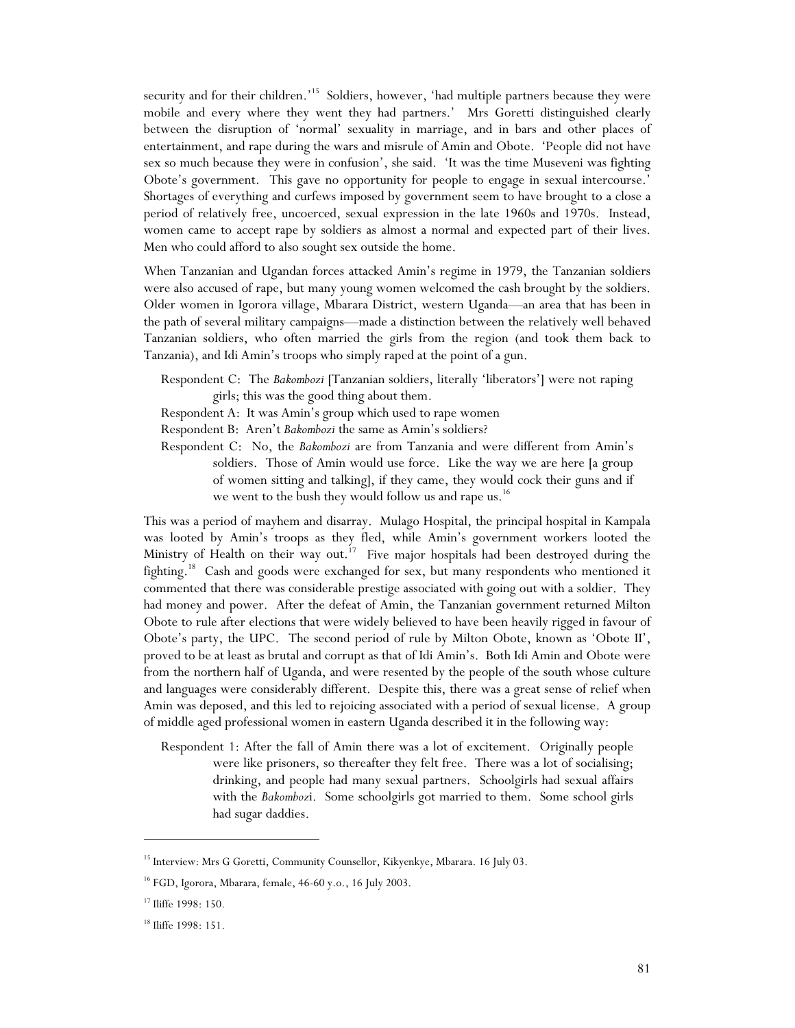security and for their children.'[15] Soldiers, however, 'had multiple partners because they were mobile and every where they went they had partners.' Mrs Goretti distinguished clearly between the disruption of 'normal' sexuality in marriage, and in bars and other places of entertainment, and rape during the wars and misrule of Amin and Obote. 'People did not have sex so much because they were in confusion', she said. 'It was the time Museveni was fighting Obote's government. This gave no opportunity for people to engage in sexual intercourse.' Shortages of everything and curfews imposed by government seem to have brought to a close a period of relatively free, uncoerced, sexual expression in the late 1960s and 1970s. Instead, women came to accept rape by soldiers as almost a normal and expected part of their lives. Men who could afford to also sought sex outside the home.

When Tanzanian and Ugandan forces attacked Amin's regime in 1979, the Tanzanian soldiers were also accused of rape, but many young women welcomed the cash brought by the soldiers. Older women in Igorora village, Mbarara District, western Uganda—an area that has been in the path of several military campaigns—made a distinction between the relatively well behaved Tanzanian soldiers, who often married the girls from the region (and took them back to Tanzania), and Idi Amin's troops who simply raped at the point of a gun.

> Respondent C: The *Bakombozi* [Tanzanian soldiers, literally 'liberators'] were not raping girls; this was the good thing about them.
>
> Respondent A: It was Amin's group which used to rape women
>
> Respondent B: Aren't *Bakombozi* the same as Amin's soldiers?
>
> Respondent C: No, the *Bakombozi* are from Tanzania and were different from Amin's soldiers. Those of Amin would use force. Like the way we are here [a group of women sitting and talking], if they came, they would cock their guns and if we went to the bush they would follow us and rape us.[16]

This was a period of mayhem and disarray. Mulago Hospital, the principal hospital in Kampala was looted by Amin's troops as they fled, while Amin's government workers looted the Ministry of Health on their way out.[17] Five major hospitals had been destroyed during the fighting.[18] Cash and goods were exchanged for sex, but many respondents who mentioned it commented that there was considerable prestige associated with going out with a soldier. They had money and power. After the defeat of Amin, the Tanzanian government returned Milton Obote to rule after elections that were widely believed to have been heavily rigged in favour of Obote's party, the UPC. The second period of rule by Milton Obote, known as 'Obote II', proved to be at least as brutal and corrupt as that of Idi Amin's. Both Idi Amin and Obote were from the northern half of Uganda, and were resented by the people of the south whose culture and languages were considerably different. Despite this, there was a great sense of relief when Amin was deposed, and this led to rejoicing associated with a period of sexual license. A group of middle aged professional women in eastern Uganda described it in the following way:

> Respondent 1: After the fall of Amin there was a lot of excitement. Originally people were like prisoners, so thereafter they felt free. There was a lot of socialising; drinking, and people had many sexual partners. Schoolgirls had sexual affairs with the *Bakombozi*. Some schoolgirls got married to them. Some school girls had sugar daddies.

---

[15] Interview: Mrs G Goretti, Community Counsellor, Kikyenkye, Mbarara. 16 July 03.

[16] FGD, Igorora, Mbarara, female, 46-60 y.o., 16 July 2003.

[17] Iliffe 1998: 150.

[18] Iliffe 1998: 151.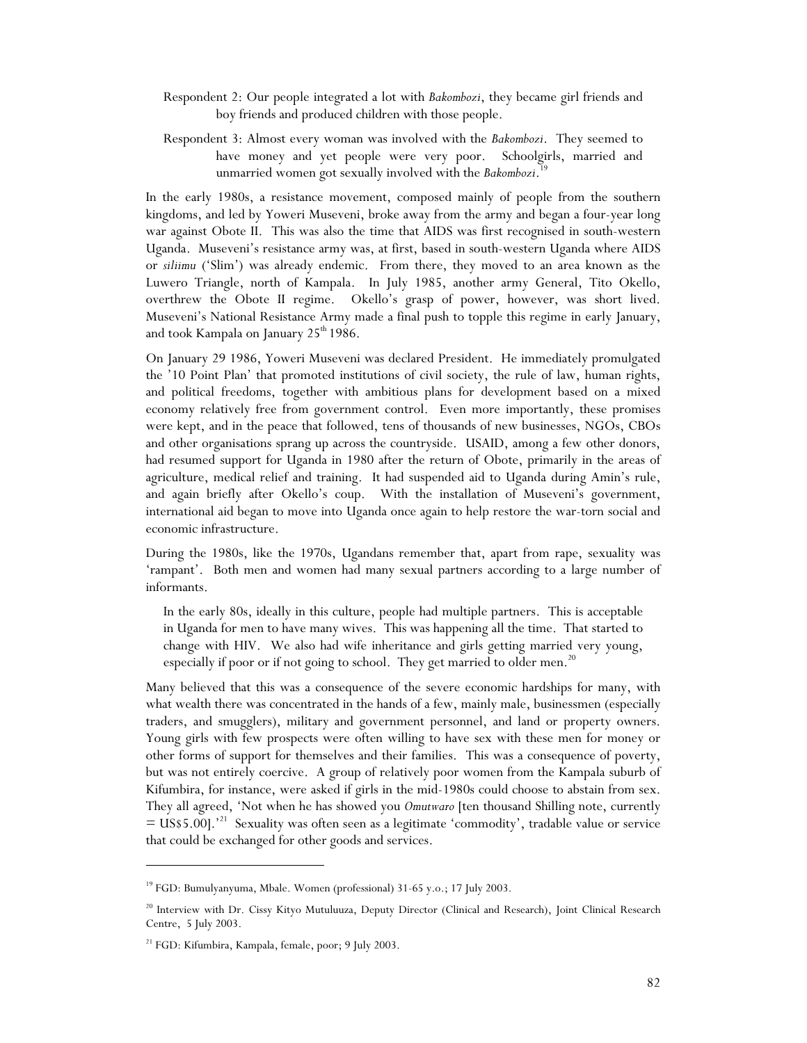Respondent 2: Our people integrated a lot with *Bakombozi*, they became girl friends and boy friends and produced children with those people.

Respondent 3: Almost every woman was involved with the *Bakombozi*. They seemed to have money and yet people were very poor. Schoolgirls, married and unmarried women got sexually involved with the *Bakombozi*.[19]

In the early 1980s, a resistance movement, composed mainly of people from the southern kingdoms, and led by Yoweri Museveni, broke away from the army and began a four-year long war against Obote II. This was also the time that AIDS was first recognised in south-western Uganda. Museveni's resistance army was, at first, based in south-western Uganda where AIDS or *siliimu* ('Slim') was already endemic. From there, they moved to an area known as the Luwero Triangle, north of Kampala. In July 1985, another army General, Tito Okello, overthrew the Obote II regime. Okello's grasp of power, however, was short lived. Museveni's National Resistance Army made a final push to topple this regime in early January, and took Kampala on January 25th 1986.

On January 29 1986, Yoweri Museveni was declared President. He immediately promulgated the '10 Point Plan' that promoted institutions of civil society, the rule of law, human rights, and political freedoms, together with ambitious plans for development based on a mixed economy relatively free from government control. Even more importantly, these promises were kept, and in the peace that followed, tens of thousands of new businesses, NGOs, CBOs and other organisations sprang up across the countryside. USAID, among a few other donors, had resumed support for Uganda in 1980 after the return of Obote, primarily in the areas of agriculture, medical relief and training. It had suspended aid to Uganda during Amin's rule, and again briefly after Okello's coup. With the installation of Museveni's government, international aid began to move into Uganda once again to help restore the war-torn social and economic infrastructure.

During the 1980s, like the 1970s, Ugandans remember that, apart from rape, sexuality was 'rampant'. Both men and women had many sexual partners according to a large number of informants.

> In the early 80s, ideally in this culture, people had multiple partners. This is acceptable in Uganda for men to have many wives. This was happening all the time. That started to change with HIV. We also had wife inheritance and girls getting married very young, especially if poor or if not going to school. They get married to older men.[20]

Many believed that this was a consequence of the severe economic hardships for many, with what wealth there was concentrated in the hands of a few, mainly male, businessmen (especially traders, and smugglers), military and government personnel, and land or property owners. Young girls with few prospects were often willing to have sex with these men for money or other forms of support for themselves and their families. This was a consequence of poverty, but was not entirely coercive. A group of relatively poor women from the Kampala suburb of Kifumbira, for instance, were asked if girls in the mid-1980s could choose to abstain from sex. They all agreed, 'Not when he has showed you *Omutwaro* [ten thousand Shilling note, currently = US$5.00].'[21] Sexuality was often seen as a legitimate 'commodity', tradable value or service that could be exchanged for other goods and services.

---

[19] FGD: Bumulyanyuma, Mbale. Women (professional) 31-65 y.o.; 17 July 2003.

[20] Interview with Dr. Cissy Kityo Mutuluuza, Deputy Director (Clinical and Research), Joint Clinical Research Centre, 5 July 2003.

[21] FGD: Kifumbira, Kampala, female, poor; 9 July 2003.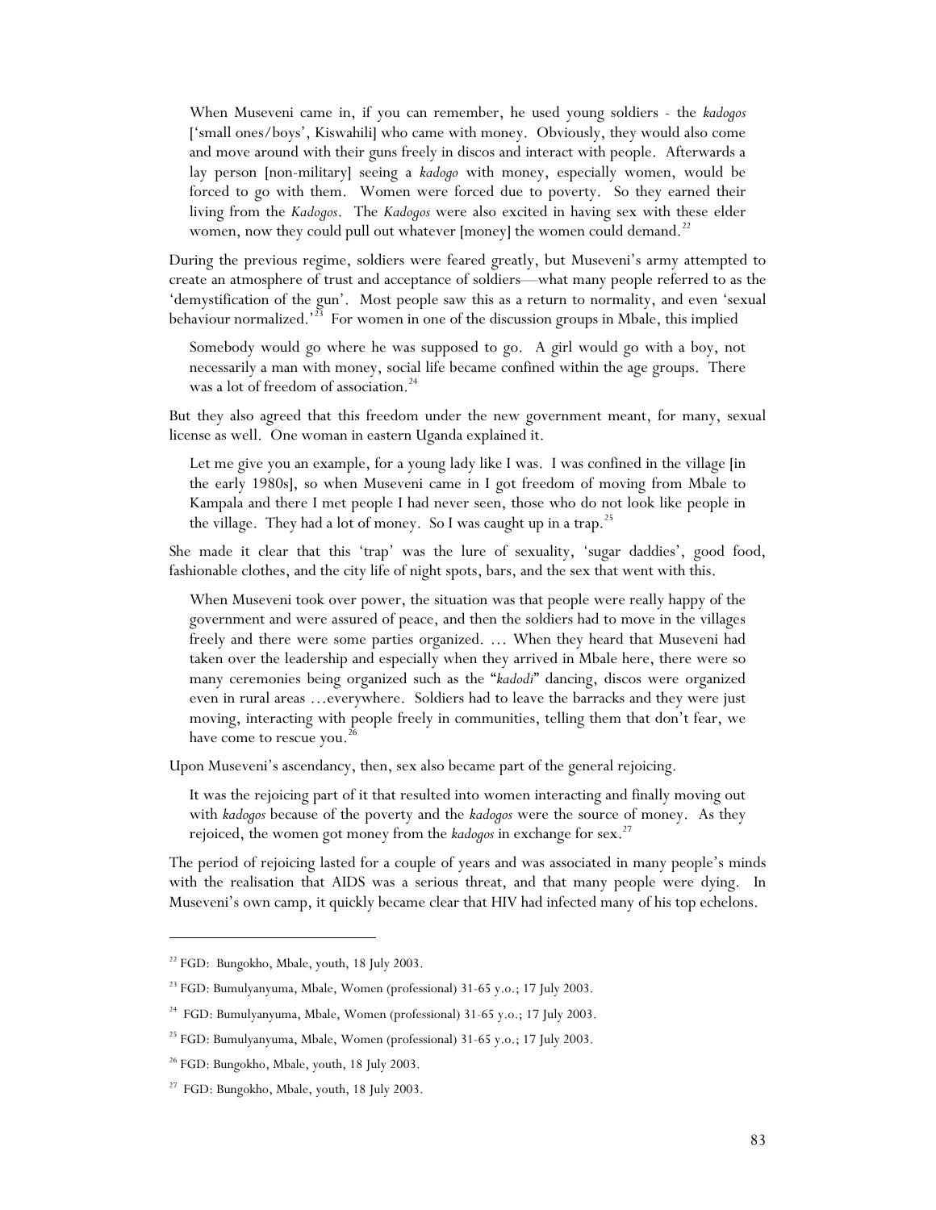> When Museveni came in, if you can remember, he used young soldiers - the *kadogos* ['small ones/boys', Kiswahili] who came with money. Obviously, they would also come and move around with their guns freely in discos and interact with people. Afterwards a lay person [non-military] seeing a *kadogo* with money, especially women, would be forced to go with them. Women were forced due to poverty. So they earned their living from the *Kadogos*. The *Kadogos* were also excited in having sex with these elder women, now they could pull out whatever [money] the women could demand.[22]

During the previous regime, soldiers were feared greatly, but Museveni's army attempted to create an atmosphere of trust and acceptance of soldiers—what many people referred to as the 'demystification of the gun'. Most people saw this as a return to normality, and even 'sexual behaviour normalized.'[23] For women in one of the discussion groups in Mbale, this implied

> Somebody would go where he was supposed to go. A girl would go with a boy, not necessarily a man with money, social life became confined within the age groups. There was a lot of freedom of association.[24]

But they also agreed that this freedom under the new government meant, for many, sexual license as well. One woman in eastern Uganda explained it.

> Let me give you an example, for a young lady like I was. I was confined in the village [in the early 1980s], so when Museveni came in I got freedom of moving from Mbale to Kampala and there I met people I had never seen, those who do not look like people in the village. They had a lot of money. So I was caught up in a trap.[25]

She made it clear that this 'trap' was the lure of sexuality, 'sugar daddies', good food, fashionable clothes, and the city life of night spots, bars, and the sex that went with this.

> When Museveni took over power, the situation was that people were really happy of the government and were assured of peace, and then the soldiers had to move in the villages freely and there were some parties organized. … When they heard that Museveni had taken over the leadership and especially when they arrived in Mbale here, there were so many ceremonies being organized such as the "*kadodi*" dancing, discos were organized even in rural areas …everywhere. Soldiers had to leave the barracks and they were just moving, interacting with people freely in communities, telling them that don't fear, we have come to rescue you.[26]

Upon Museveni's ascendancy, then, sex also became part of the general rejoicing.

> It was the rejoicing part of it that resulted into women interacting and finally moving out with *kadogos* because of the poverty and the *kadogos* were the source of money. As they rejoiced, the women got money from the *kadogos* in exchange for sex.[27]

The period of rejoicing lasted for a couple of years and was associated in many people's minds with the realisation that AIDS was a serious threat, and that many people were dying. In Museveni's own camp, it quickly became clear that HIV had infected many of his top echelons.

---

[22] FGD: Bungokho, Mbale, youth, 18 July 2003.

[23] FGD: Bumulyanyuma, Mbale, Women (professional) 31-65 y.o.; 17 July 2003.

[24] FGD: Bumulyanyuma, Mbale, Women (professional) 31-65 y.o.; 17 July 2003.

[25] FGD: Bumulyanyuma, Mbale, Women (professional) 31-65 y.o.; 17 July 2003.

[26] FGD: Bungokho, Mbale, youth, 18 July 2003.

[27] FGD: Bungokho, Mbale, youth, 18 July 2003.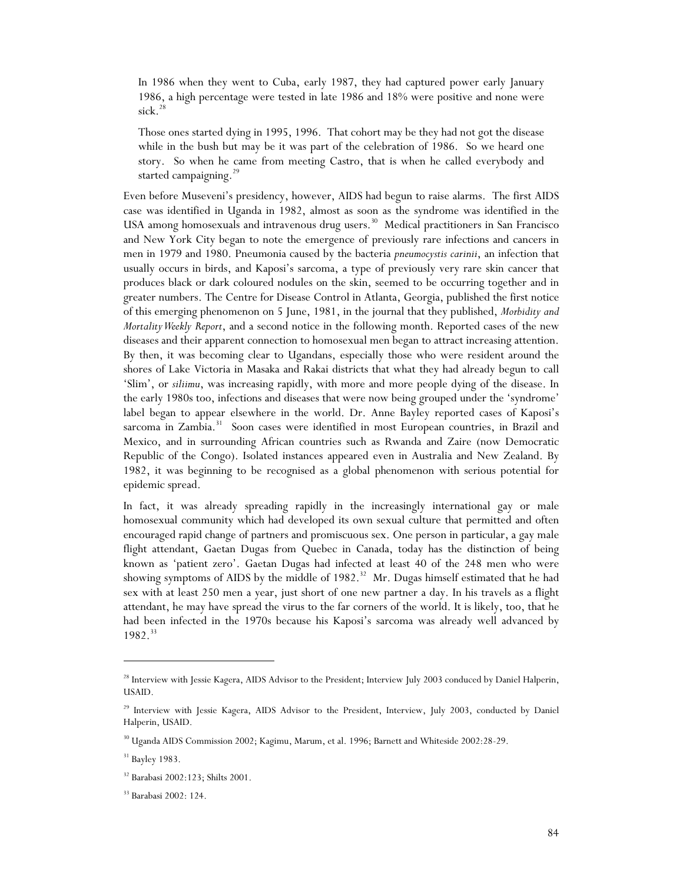> In 1986 when they went to Cuba, early 1987, they had captured power early January 1986, a high percentage were tested in late 1986 and 18% were positive and none were sick.[28]
>
> Those ones started dying in 1995, 1996. That cohort may be they had not got the disease while in the bush but may be it was part of the celebration of 1986. So we heard one story. So when he came from meeting Castro, that is when he called everybody and started campaigning.[29]

Even before Museveni's presidency, however, AIDS had begun to raise alarms. The first AIDS case was identified in Uganda in 1982, almost as soon as the syndrome was identified in the USA among homosexuals and intravenous drug users.[30] Medical practitioners in San Francisco and New York City began to note the emergence of previously rare infections and cancers in men in 1979 and 1980. Pneumonia caused by the bacteria *pneumocystis carinii*, an infection that usually occurs in birds, and Kaposi's sarcoma, a type of previously very rare skin cancer that produces black or dark coloured nodules on the skin, seemed to be occurring together and in greater numbers. The Centre for Disease Control in Atlanta, Georgia, published the first notice of this emerging phenomenon on 5 June, 1981, in the journal that they published, *Morbidity and Mortality Weekly Report*, and a second notice in the following month. Reported cases of the new diseases and their apparent connection to homosexual men began to attract increasing attention. By then, it was becoming clear to Ugandans, especially those who were resident around the shores of Lake Victoria in Masaka and Rakai districts that what they had already begun to call 'Slim', or *siliimu*, was increasing rapidly, with more and more people dying of the disease. In the early 1980s too, infections and diseases that were now being grouped under the 'syndrome' label began to appear elsewhere in the world. Dr. Anne Bayley reported cases of Kaposi's sarcoma in Zambia.[31] Soon cases were identified in most European countries, in Brazil and Mexico, and in surrounding African countries such as Rwanda and Zaire (now Democratic Republic of the Congo). Isolated instances appeared even in Australia and New Zealand. By 1982, it was beginning to be recognised as a global phenomenon with serious potential for epidemic spread.

In fact, it was already spreading rapidly in the increasingly international gay or male homosexual community which had developed its own sexual culture that permitted and often encouraged rapid change of partners and promiscuous sex. One person in particular, a gay male flight attendant, Gaetan Dugas from Quebec in Canada, today has the distinction of being known as 'patient zero'. Gaetan Dugas had infected at least 40 of the 248 men who were showing symptoms of AIDS by the middle of 1982.[32] Mr. Dugas himself estimated that he had sex with at least 250 men a year, just short of one new partner a day. In his travels as a flight attendant, he may have spread the virus to the far corners of the world. It is likely, too, that he had been infected in the 1970s because his Kaposi's sarcoma was already well advanced by 1982.[33]

---

[28] Interview with Jessie Kagera, AIDS Advisor to the President; Interview July 2003 conduced by Daniel Halperin, USAID.

[29] Interview with Jessie Kagera, AIDS Advisor to the President, Interview, July 2003, conducted by Daniel Halperin, USAID.

[30] Uganda AIDS Commission 2002; Kagimu, Marum, et al. 1996; Barnett and Whiteside 2002:28-29.

[31] Bayley 1983.

[32] Barabasi 2002:123; Shilts 2001.

[33] Barabasi 2002: 124.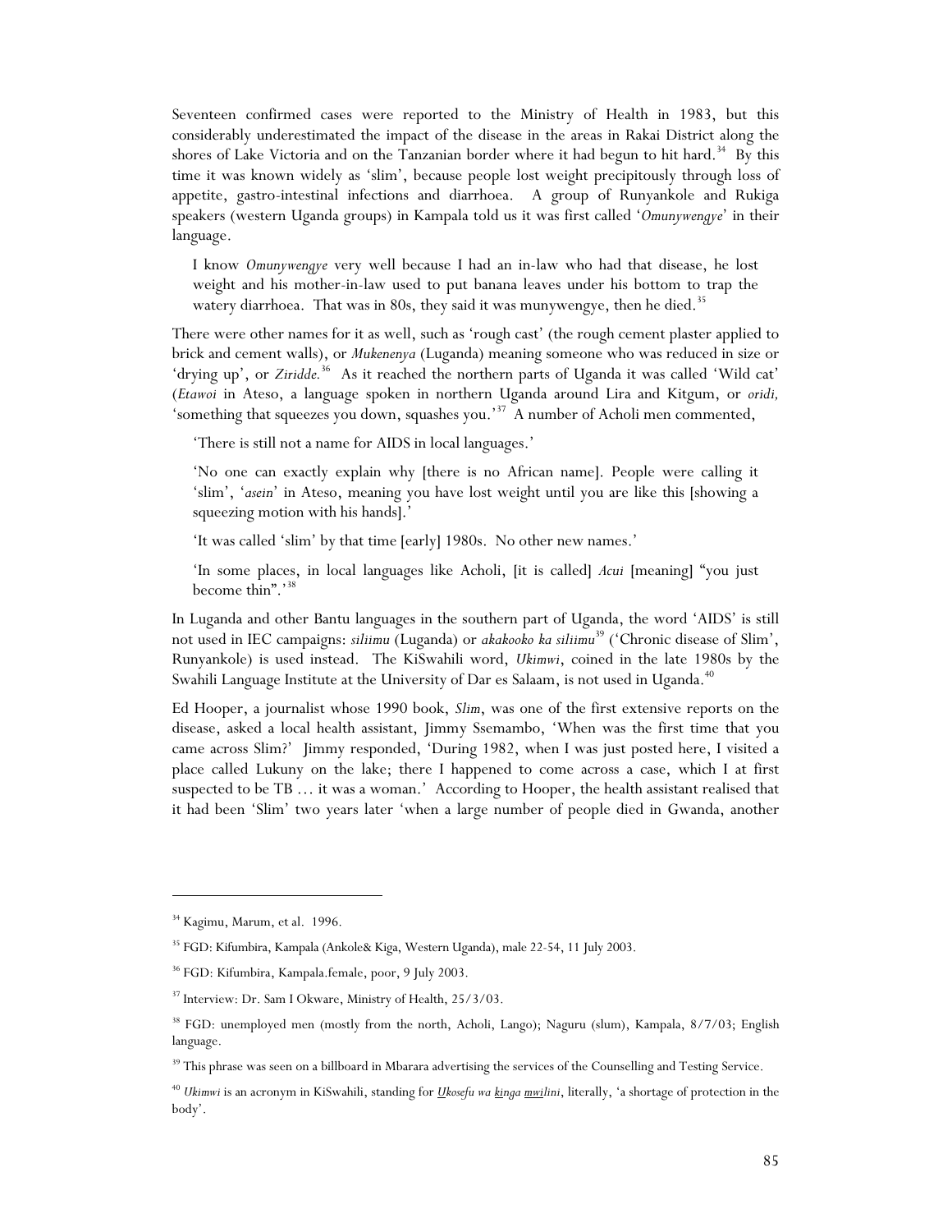Seventeen confirmed cases were reported to the Ministry of Health in 1983, but this considerably underestimated the impact of the disease in the areas in Rakai District along the shores of Lake Victoria and on the Tanzanian border where it had begun to hit hard.[34] By this time it was known widely as 'slim', because people lost weight precipitously through loss of appetite, gastro-intestinal infections and diarrhoea. A group of Runyankole and Rukiga speakers (western Uganda groups) in Kampala told us it was first called '*Omunywengye*' in their language.

> I know *Omunywengye* very well because I had an in-law who had that disease, he lost weight and his mother-in-law used to put banana leaves under his bottom to trap the watery diarrhoea. That was in 80s, they said it was munywengye, then he died.[35]

There were other names for it as well, such as 'rough cast' (the rough cement plaster applied to brick and cement walls), or *Mukenenya* (Luganda) meaning someone who was reduced in size or 'drying up', or *Ziridde.*[36] As it reached the northern parts of Uganda it was called 'Wild cat' (*Etawoi* in Ateso, a language spoken in northern Uganda around Lira and Kitgum, or *oridi,* 'something that squeezes you down, squashes you.'[37] A number of Acholi men commented,

> 'There is still not a name for AIDS in local languages.'
>
> 'No one can exactly explain why [there is no African name]. People were calling it 'slim', '*asein*' in Ateso, meaning you have lost weight until you are like this [showing a squeezing motion with his hands].'
>
> 'It was called 'slim' by that time [early] 1980s. No other new names.'
>
> 'In some places, in local languages like Acholi, [it is called] *Acui* [meaning] "you just become thin".'[38]

In Luganda and other Bantu languages in the southern part of Uganda, the word 'AIDS' is still not used in IEC campaigns: *siliimu* (Luganda) or *akakooko ka siliimu*[39] ('Chronic disease of Slim', Runyankole) is used instead. The KiSwahili word, *Ukimwi*, coined in the late 1980s by the Swahili Language Institute at the University of Dar es Salaam, is not used in Uganda.[40]

Ed Hooper, a journalist whose 1990 book, *Slim*, was one of the first extensive reports on the disease, asked a local health assistant, Jimmy Ssemambo, 'When was the first time that you came across Slim?' Jimmy responded, 'During 1982, when I was just posted here, I visited a place called Lukuny on the lake; there I happened to come across a case, which I at first suspected to be TB … it was a woman.' According to Hooper, the health assistant realised that it had been 'Slim' two years later 'when a large number of people died in Gwanda, another

---

[34] Kagimu, Marum, et al. 1996.

[35] FGD: Kifumbira, Kampala (Ankole& Kiga, Western Uganda), male 22-54, 11 July 2003.

[36] FGD: Kifumbira, Kampala.female, poor, 9 July 2003.

[37] Interview: Dr. Sam I Okware, Ministry of Health, 25/3/03.

[38] FGD: unemployed men (mostly from the north, Acholi, Lango); Naguru (slum), Kampala, 8/7/03; English language.

[39] This phrase was seen on a billboard in Mbarara advertising the services of the Counselling and Testing Service.

[40] *Ukimwi* is an acronym in KiSwahili, standing for *Ukosefu wa kinga mwilini*, literally, 'a shortage of protection in the body'.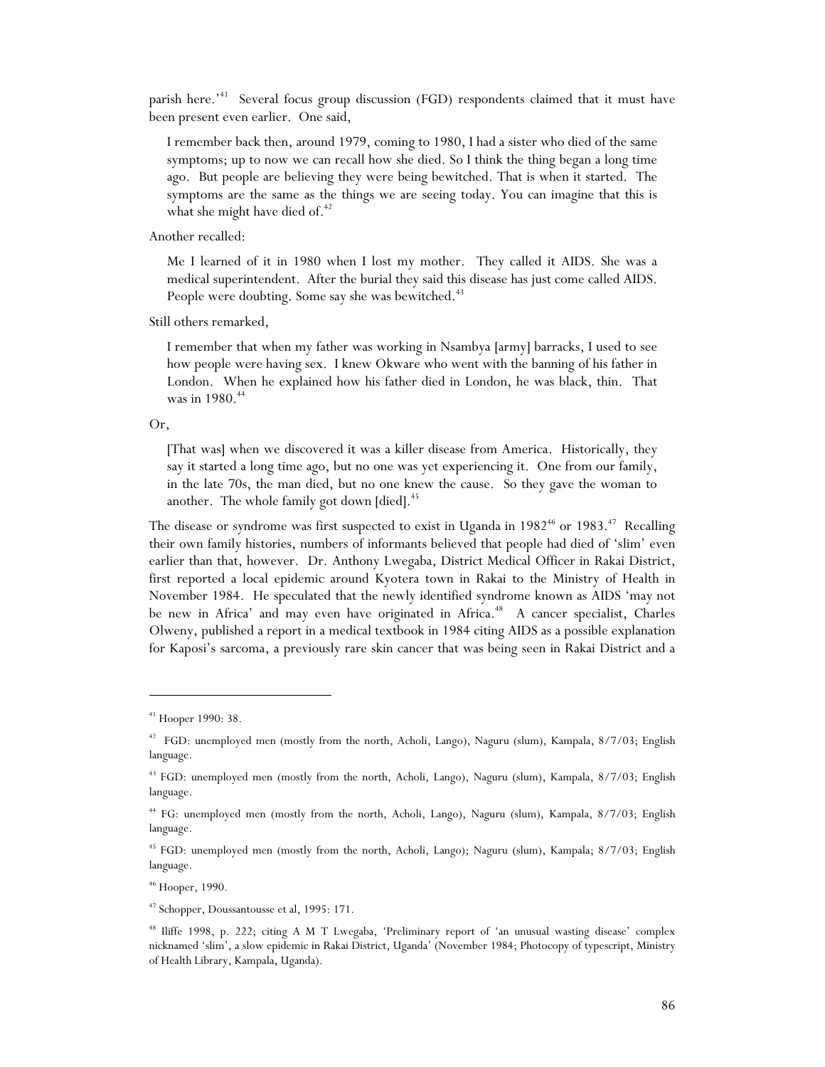parish here.'[41] Several focus group discussion (FGD) respondents claimed that it must have been present even earlier. One said,

> I remember back then, around 1979, coming to 1980, I had a sister who died of the same symptoms; up to now we can recall how she died. So I think the thing began a long time ago. But people are believing they were being bewitched. That is when it started. The symptoms are the same as the things we are seeing today. You can imagine that this is what she might have died of.[42]

Another recalled:

> Me I learned of it in 1980 when I lost my mother. They called it AIDS. She was a medical superintendent. After the burial they said this disease has just come called AIDS. People were doubting. Some say she was bewitched.[43]

Still others remarked,

> I remember that when my father was working in Nsambya [army] barracks, I used to see how people were having sex. I knew Okware who went with the banning of his father in London. When he explained how his father died in London, he was black, thin. That was in 1980.[44]

Or,

> [That was] when we discovered it was a killer disease from America. Historically, they say it started a long time ago, but no one was yet experiencing it. One from our family, in the late 70s, the man died, but no one knew the cause. So they gave the woman to another. The whole family got down [died].[45]

The disease or syndrome was first suspected to exist in Uganda in 1982[46] or 1983.[47] Recalling their own family histories, numbers of informants believed that people had died of 'slim' even earlier than that, however. Dr. Anthony Lwegaba, District Medical Officer in Rakai District, first reported a local epidemic around Kyotera town in Rakai to the Ministry of Health in November 1984. He speculated that the newly identified syndrome known as AIDS 'may not be new in Africa' and may even have originated in Africa.[48] A cancer specialist, Charles Olweny, published a report in a medical textbook in 1984 citing AIDS as a possible explanation for Kaposi's sarcoma, a previously rare skin cancer that was being seen in Rakai District and a

---

[41] Hooper 1990: 38.

[42] FGD: unemployed men (mostly from the north, Acholi, Lango), Naguru (slum), Kampala, 8/7/03; English language.

[43] FGD: unemployed men (mostly from the north, Acholi, Lango), Naguru (slum), Kampala, 8/7/03; English language.

[44] FG: unemployed men (mostly from the north, Acholi, Lango), Naguru (slum), Kampala, 8/7/03; English language.

[45] FGD: unemployed men (mostly from the north, Acholi, Lango); Naguru (slum), Kampala; 8/7/03; English language.

[46] Hooper, 1990.

[47] Schopper, Doussantousse et al, 1995: 171.

[48] Iliffe 1998, p. 222; citing A M T Lwegaba, 'Preliminary report of 'an unusual wasting disease' complex nicknamed 'slim', a slow epidemic in Rakai District, Uganda' (November 1984; Photocopy of typescript, Ministry of Health Library, Kampala, Uganda).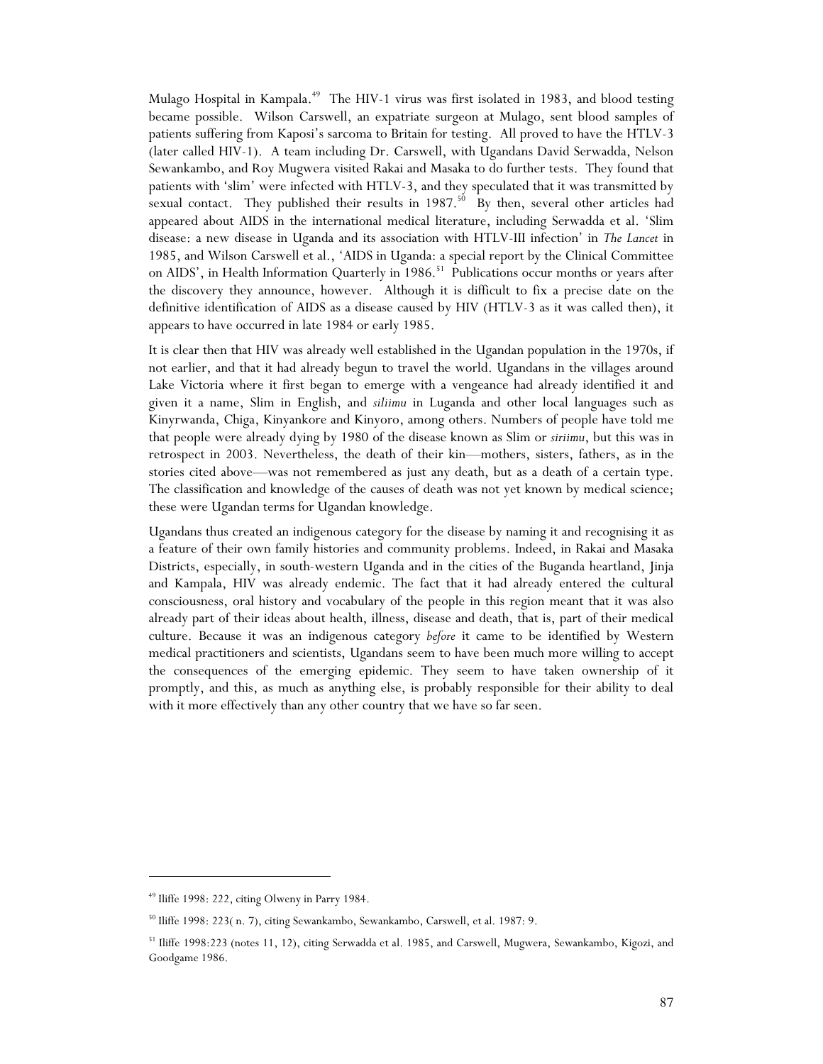Mulago Hospital in Kampala.[49] The HIV-1 virus was first isolated in 1983, and blood testing became possible. Wilson Carswell, an expatriate surgeon at Mulago, sent blood samples of patients suffering from Kaposi's sarcoma to Britain for testing. All proved to have the HTLV-3 (later called HIV-1). A team including Dr. Carswell, with Ugandans David Serwadda, Nelson Sewankambo, and Roy Mugwera visited Rakai and Masaka to do further tests. They found that patients with 'slim' were infected with HTLV-3, and they speculated that it was transmitted by sexual contact. They published their results in 1987.[50] By then, several other articles had appeared about AIDS in the international medical literature, including Serwadda et al. 'Slim disease: a new disease in Uganda and its association with HTLV-III infection' in *The Lancet* in 1985, and Wilson Carswell et al., 'AIDS in Uganda: a special report by the Clinical Committee on AIDS', in Health Information Quarterly in 1986.[51] Publications occur months or years after the discovery they announce, however. Although it is difficult to fix a precise date on the definitive identification of AIDS as a disease caused by HIV (HTLV-3 as it was called then), it appears to have occurred in late 1984 or early 1985.

It is clear then that HIV was already well established in the Ugandan population in the 1970s, if not earlier, and that it had already begun to travel the world. Ugandans in the villages around Lake Victoria where it first began to emerge with a vengeance had already identified it and given it a name, Slim in English, and *siliimu* in Luganda and other local languages such as Kinyrwanda, Chiga, Kinyankore and Kinyoro, among others. Numbers of people have told me that people were already dying by 1980 of the disease known as Slim or *siriimu*, but this was in retrospect in 2003. Nevertheless, the death of their kin—mothers, sisters, fathers, as in the stories cited above—was not remembered as just any death, but as a death of a certain type. The classification and knowledge of the causes of death was not yet known by medical science; these were Ugandan terms for Ugandan knowledge.

Ugandans thus created an indigenous category for the disease by naming it and recognising it as a feature of their own family histories and community problems. Indeed, in Rakai and Masaka Districts, especially, in south-western Uganda and in the cities of the Buganda heartland, Jinja and Kampala, HIV was already endemic. The fact that it had already entered the cultural consciousness, oral history and vocabulary of the people in this region meant that it was also already part of their ideas about health, illness, disease and death, that is, part of their medical culture. Because it was an indigenous category *before* it came to be identified by Western medical practitioners and scientists, Ugandans seem to have been much more willing to accept the consequences of the emerging epidemic. They seem to have taken ownership of it promptly, and this, as much as anything else, is probably responsible for their ability to deal with it more effectively than any other country that we have so far seen.

---

[49] Iliffe 1998: 222, citing Olweny in Parry 1984.

[50] Iliffe 1998: 223( n. 7), citing Sewankambo, Sewankambo, Carswell, et al. 1987: 9.

[51] Iliffe 1998:223 (notes 11, 12), citing Serwadda et al. 1985, and Carswell, Mugwera, Sewankambo, Kigozi, and Goodgame 1986.